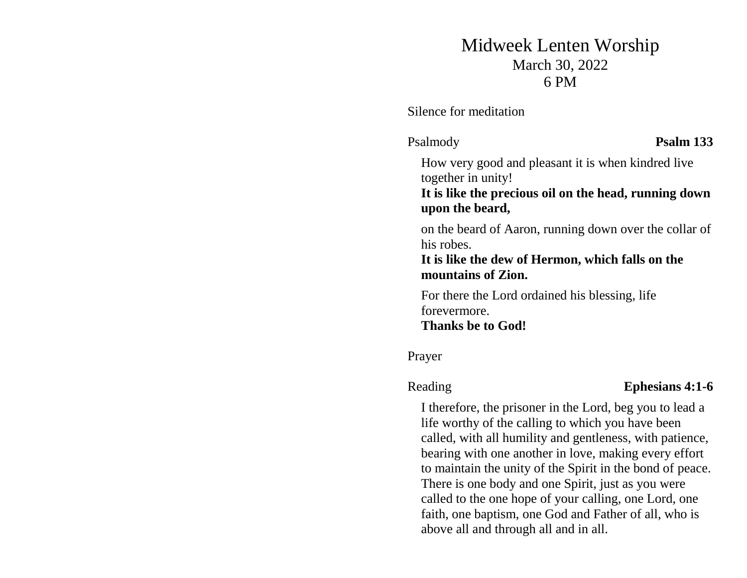# Midweek Lenten Worship

March 30, 2022
6 PM

Silence for meditation

Psalmody **Psalm 133**

How very good and pleasant it is when kindred live together in unity!
**It is like the precious oil on the head, running down upon the beard,**

on the beard of Aaron, running down over the collar of his robes.
**It is like the dew of Hermon, which falls on the mountains of Zion.**

For there the Lord ordained his blessing, life forevermore.
**Thanks be to God!**

Prayer

Reading **Ephesians 4:1-6**

I therefore, the prisoner in the Lord, beg you to lead a life worthy of the calling to which you have been called, with all humility and gentleness, with patience, bearing with one another in love, making every effort to maintain the unity of the Spirit in the bond of peace. There is one body and one Spirit, just as you were called to the one hope of your calling, one Lord, one faith, one baptism, one God and Father of all, who is above all and through all and in all.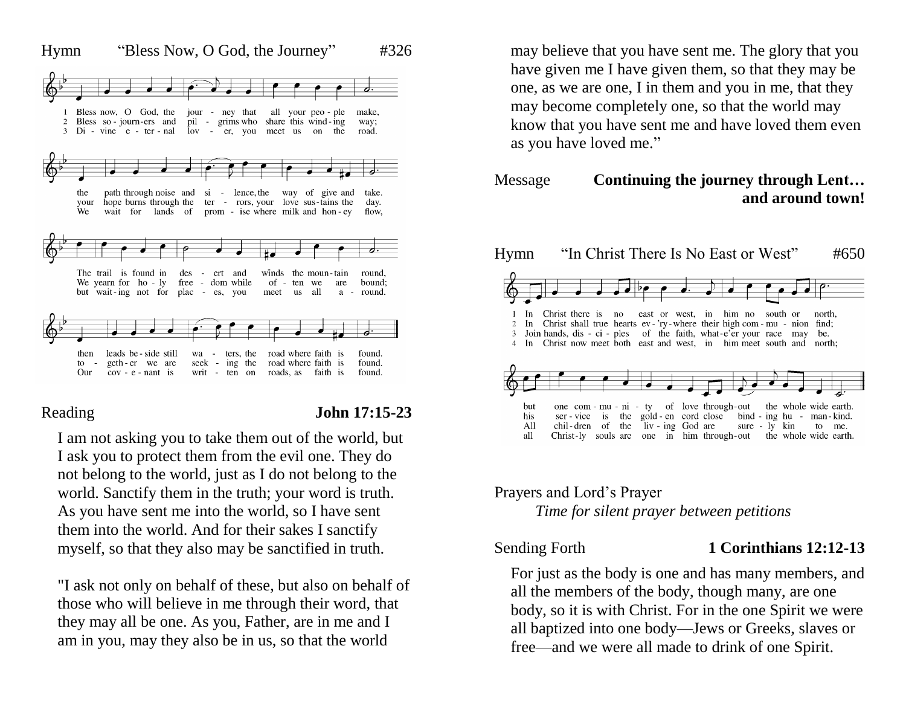Hymn "Bless Now, O God, the Journey" #326

1 Bless now, O God, the journey that all your people make, the path through noise and silence, the way of give and take. The trail is found in desert and winds the mountain round, then leads beside still waters, the road where faith is found.

2 Bless sojourners and pilgrims who share this winding way; your hope burns through the terrors, your love sustains the day. We yearn for holy freedom while often we are bound; together we are seeking the road where faith is found.

3 Divine eternal lover, you meet us on the road. We wait for lands of promise where milk and honey flow, but waiting not for places, you meet us all around. Our covenant is written on roads, as faith is found.

Reading **John 17:15-23**

I am not asking you to take them out of the world, but I ask you to protect them from the evil one. They do not belong to the world, just as I do not belong to the world. Sanctify them in the truth; your word is truth. As you have sent me into the world, so I have sent them into the world. And for their sakes I sanctify myself, so that they also may be sanctified in truth.

"I ask not only on behalf of these, but also on behalf of those who will believe in me through their word, that they may all be one. As you, Father, are in me and I am in you, may they also be in us, so that the world may believe that you have sent me. The glory that you have given me I have given them, so that they may be one, as we are one, I in them and you in me, that they may become completely one, so that the world may know that you have sent me and have loved them even as you have loved me."

Message **Continuing the journey through Lent… and around town!**

Hymn "In Christ There Is No East or West" #650

1 In Christ there is no east or west, in him no south or north, but one community of love throughout the whole wide earth.

2 In Christ shall true hearts everywhere their high communion find; his service is the golden cord close binding humankind.

3 Join hands, disciples of the faith, whate'er your race may be. All children of the living God are surely kin to me.

4 In Christ now meet both east and west, in him meet south and north; all Christly souls are one in him throughout the whole wide earth.

Prayers and Lord's Prayer

*Time for silent prayer between petitions*

Sending Forth **1 Corinthians 12:12-13**

For just as the body is one and has many members, and all the members of the body, though many, are one body, so it is with Christ. For in the one Spirit we were all baptized into one body—Jews or Greeks, slaves or free—and we were all made to drink of one Spirit.